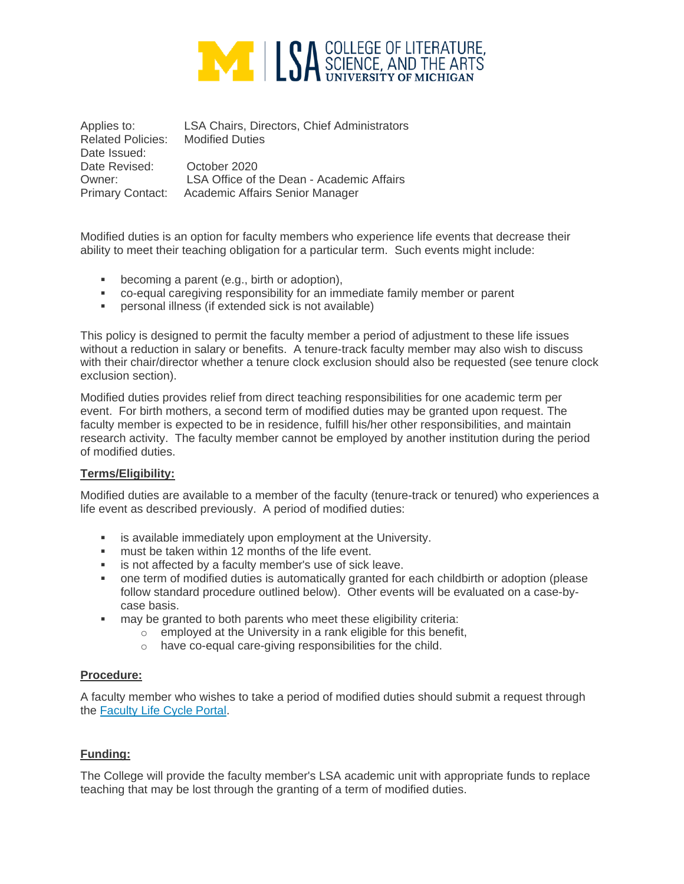Applies to: LSA Chairs, Directors, Chief Administrators
Related Policies: Modified Duties
Date Issued:
Date Revised: October 2020
Owner: LSA Office of the Dean - Academic Affairs
Primary Contact: Academic Affairs Senior Manager

Modified duties is an option for faculty members who experience life events that decrease their ability to meet their teaching obligation for a particular term. Such events might include:

- becoming a parent (e.g., birth or adoption),
- co-equal caregiving responsibility for an immediate family member or parent
- personal illness (if extended sick is not available)

This policy is designed to permit the faculty member a period of adjustment to these life issues without a reduction in salary or benefits. A tenure-track faculty member may also wish to discuss with their chair/director whether a tenure clock exclusion should also be requested (see tenure clock exclusion section).

Modified duties provides relief from direct teaching responsibilities for one academic term per event. For birth mothers, a second term of modified duties may be granted upon request. The faculty member is expected to be in residence, fulfill his/her other responsibilities, and maintain research activity. The faculty member cannot be employed by another institution during the period of modified duties.

**Terms/Eligibility:**

Modified duties are available to a member of the faculty (tenure-track or tenured) who experiences a life event as described previously. A period of modified duties:

- is available immediately upon employment at the University.
- must be taken within 12 months of the life event.
- is not affected by a faculty member's use of sick leave.
- one term of modified duties is automatically granted for each childbirth or adoption (please follow standard procedure outlined below). Other events will be evaluated on a case-by-case basis.
- may be granted to both parents who meet these eligibility criteria:
  - employed at the University in a rank eligible for this benefit,
  - have co-equal care-giving responsibilities for the child.

**Procedure:**

A faculty member who wishes to take a period of modified duties should submit a request through the Faculty Life Cycle Portal.

**Funding:**

The College will provide the faculty member's LSA academic unit with appropriate funds to replace teaching that may be lost through the granting of a term of modified duties.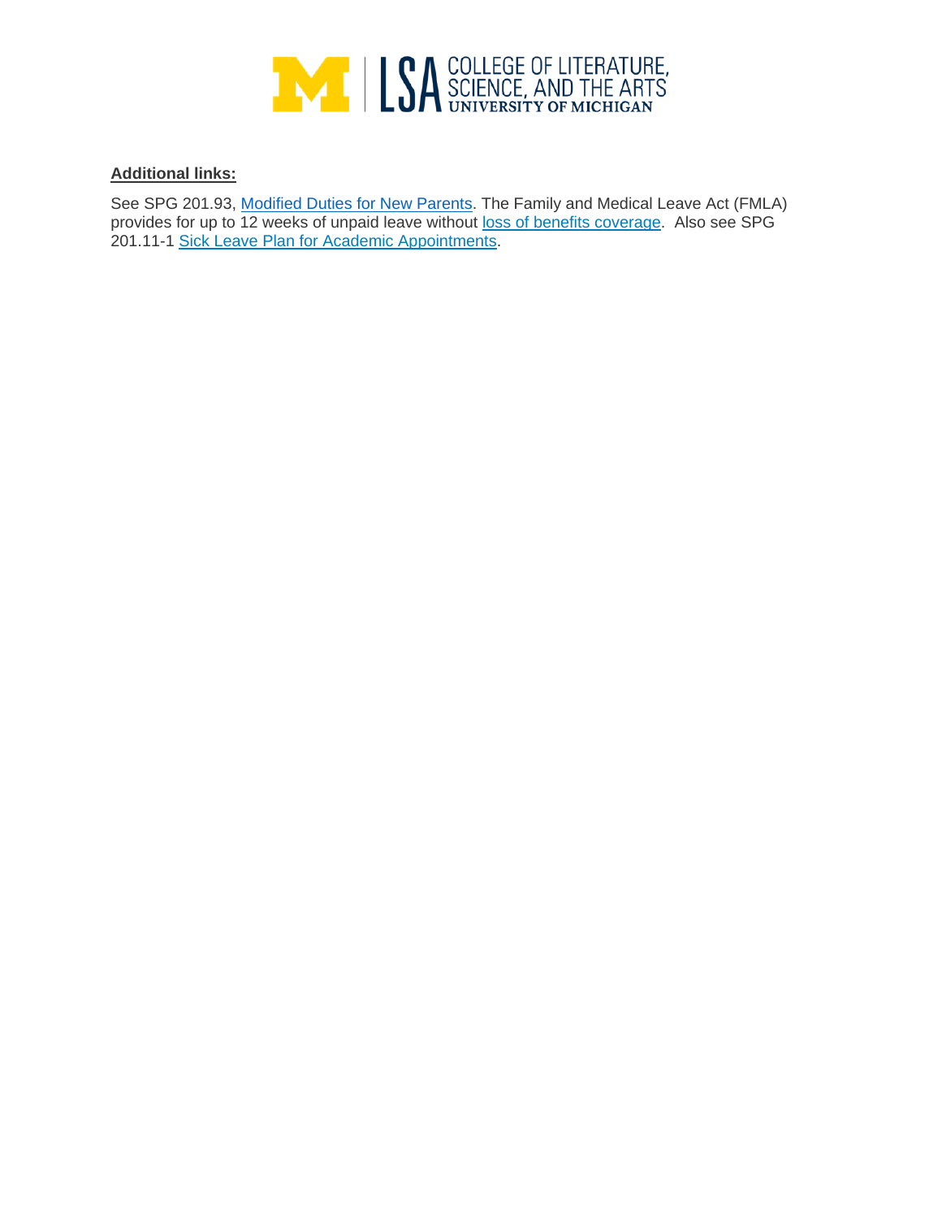**Additional links:**

See SPG 201.93, Modified Duties for New Parents. The Family and Medical Leave Act (FMLA) provides for up to 12 weeks of unpaid leave without loss of benefits coverage. Also see SPG 201.11-1 Sick Leave Plan for Academic Appointments.